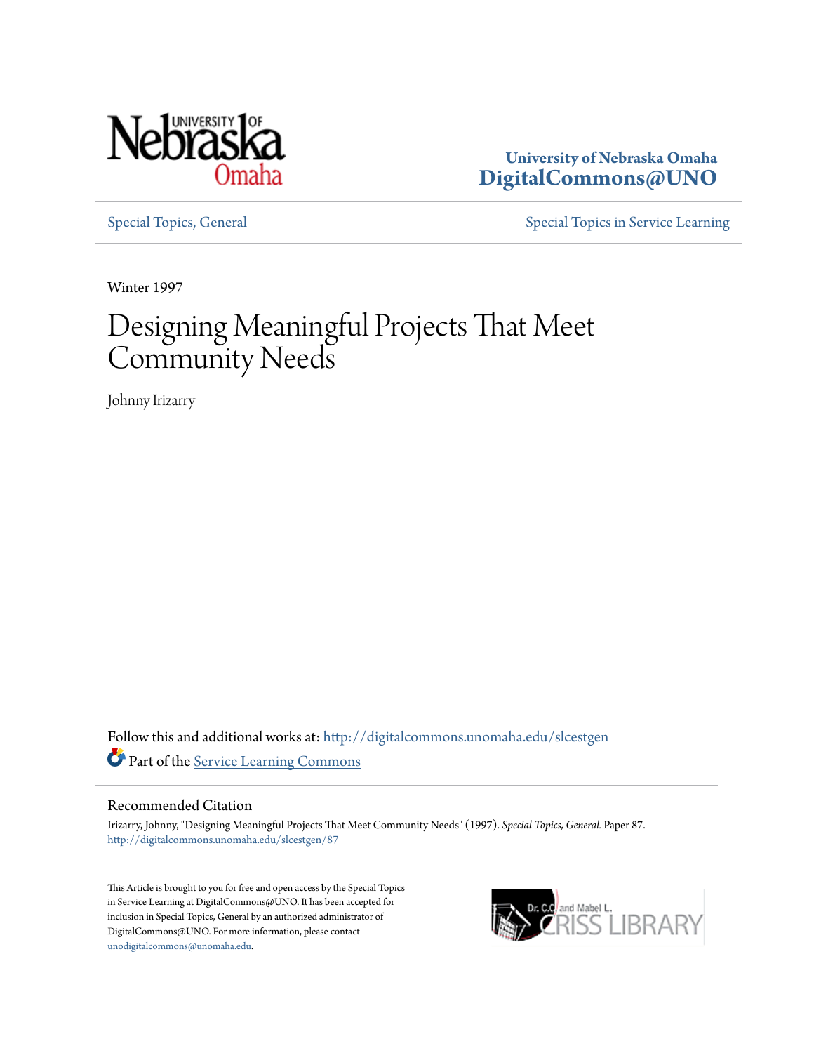University of Nebraska Omaha
DigitalCommons@UNO

Special Topics, General

Special Topics in Service Learning

Winter 1997

# Designing Meaningful Projects That Meet Community Needs

Johnny Irizarry

Follow this and additional works at: http://digitalcommons.unomaha.edu/slcestgen

Part of the Service Learning Commons

## Recommended Citation

Irizarry, Johnny, "Designing Meaningful Projects That Meet Community Needs" (1997). *Special Topics, General*. Paper 87.
http://digitalcommons.unomaha.edu/slcestgen/87

This Article is brought to you for free and open access by the Special Topics in Service Learning at DigitalCommons@UNO. It has been accepted for inclusion in Special Topics, General by an authorized administrator of DigitalCommons@UNO. For more information, please contact unodigitalcommons@unomaha.edu.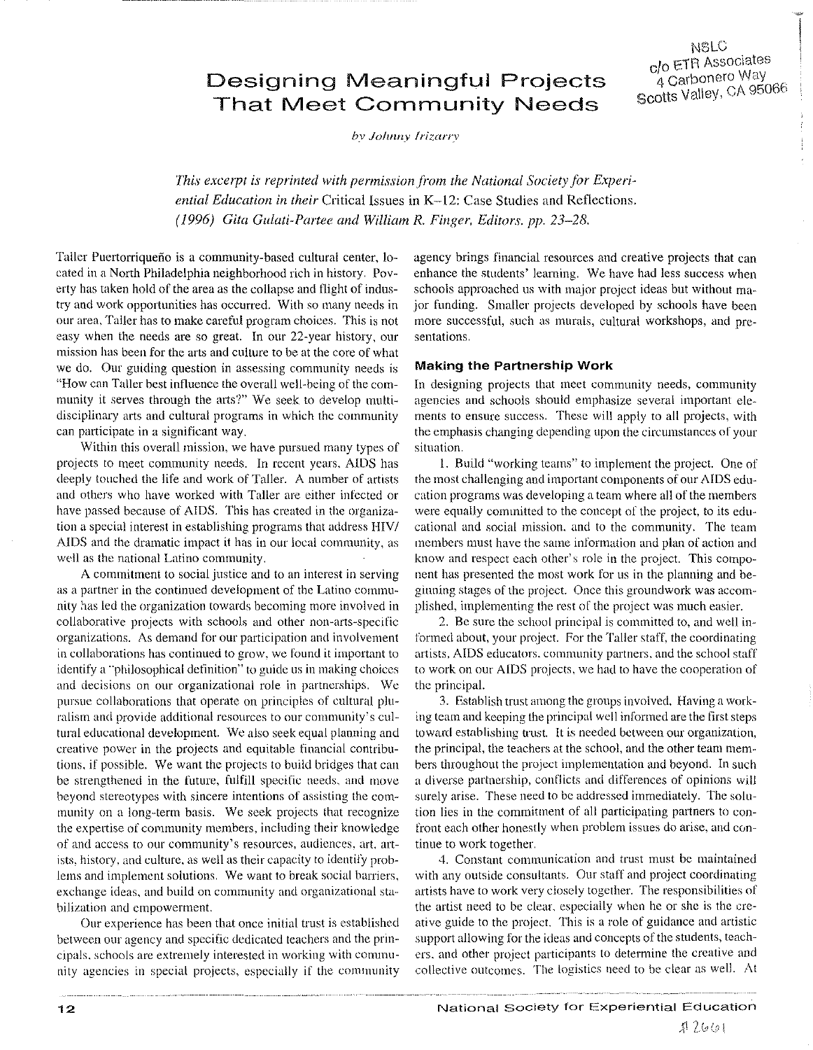NSLC
c/o ETR Associates
4 Carbonero Way
Scotts Valley, CA 95066

# Designing Meaningful Projects That Meet Community Needs

*by Johnny Irizarry*

*This excerpt is reprinted with permission from the National Society for Experiential Education in their* Critical Issues in K–12: Case Studies and Reflections. *(1996) Gita Gulati-Partee and William R. Finger, Editors. pp. 23–28.*

Taller Puertorriqueño is a community-based cultural center, located in a North Philadelphia neighborhood rich in history. Poverty has taken hold of the area as the collapse and flight of industry and work opportunities has occurred. With so many needs in our area, Taller has to make careful program choices. This is not easy when the needs are so great. In our 22-year history, our mission has been for the arts and culture to be at the core of what we do. Our guiding question in assessing community needs is "How can Taller best influence the overall well-being of the community it serves through the arts?" We seek to develop multi-disciplinary arts and cultural programs in which the community can participate in a significant way.

Within this overall mission, we have pursued many types of projects to meet community needs. In recent years, AIDS has deeply touched the life and work of Taller. A number of artists and others who have worked with Taller are either infected or have passed because of AIDS. This has created in the organization a special interest in establishing programs that address HIV/AIDS and the dramatic impact it has in our local community, as well as the national Latino community.

A commitment to social justice and to an interest in serving as a partner in the continued development of the Latino community has led the organization towards becoming more involved in collaborative projects with schools and other non-arts-specific organizations. As demand for our participation and involvement in collaborations has continued to grow, we found it important to identify a "philosophical definition" to guide us in making choices and decisions on our organizational role in partnerships. We pursue collaborations that operate on principles of cultural pluralism and provide additional resources to our community's cultural educational development. We also seek equal planning and creative power in the projects and equitable financial contributions, if possible. We want the projects to build bridges that can be strengthened in the future, fulfill specific needs, and move beyond stereotypes with sincere intentions of assisting the community on a long-term basis. We seek projects that recognize the expertise of community members, including their knowledge of and access to our community's resources, audiences, art, artists, history, and culture, as well as their capacity to identify problems and implement solutions. We want to break social barriers, exchange ideas, and build on community and organizational stabilization and empowerment.

Our experience has been that once initial trust is established between our agency and specific dedicated teachers and the principals, schools are extremely interested in working with community agencies in special projects, especially if the community agency brings financial resources and creative projects that can enhance the students' learning. We have had less success when schools approached us with major project ideas but without major funding. Smaller projects developed by schools have been more successful, such as murals, cultural workshops, and presentations.

### Making the Partnership Work

In designing projects that meet community needs, community agencies and schools should emphasize several important elements to ensure success. These will apply to all projects, with the emphasis changing depending upon the circumstances of your situation.

1. Build "working teams" to implement the project. One of the most challenging and important components of our AIDS education programs was developing a team where all of the members were equally committed to the concept of the project, to its educational and social mission, and to the community. The team members must have the same information and plan of action and know and respect each other's role in the project. This component has presented the most work for us in the planning and beginning stages of the project. Once this groundwork was accomplished, implementing the rest of the project was much easier.

2. Be sure the school principal is committed to, and well informed about, your project. For the Taller staff, the coordinating artists, AIDS educators, community partners, and the school staff to work on our AIDS projects, we had to have the cooperation of the principal.

3. Establish trust among the groups involved. Having a working team and keeping the principal well informed are the first steps toward establishing trust. It is needed between our organization, the principal, the teachers at the school, and the other team members throughout the project implementation and beyond. In such a diverse partnership, conflicts and differences of opinions will surely arise. These need to be addressed immediately. The solution lies in the commitment of all participating partners to confront each other honestly when problem issues do arise, and continue to work together.

4. Constant communication and trust must be maintained with any outside consultants. Our staff and project coordinating artists have to work very closely together. The responsibilities of the artist need to be clear, especially when he or she is the creative guide to the project. This is a role of guidance and artistic support allowing for the ideas and concepts of the students, teachers, and other project participants to determine the creative and collective outcomes. The logistics need to be clear as well. At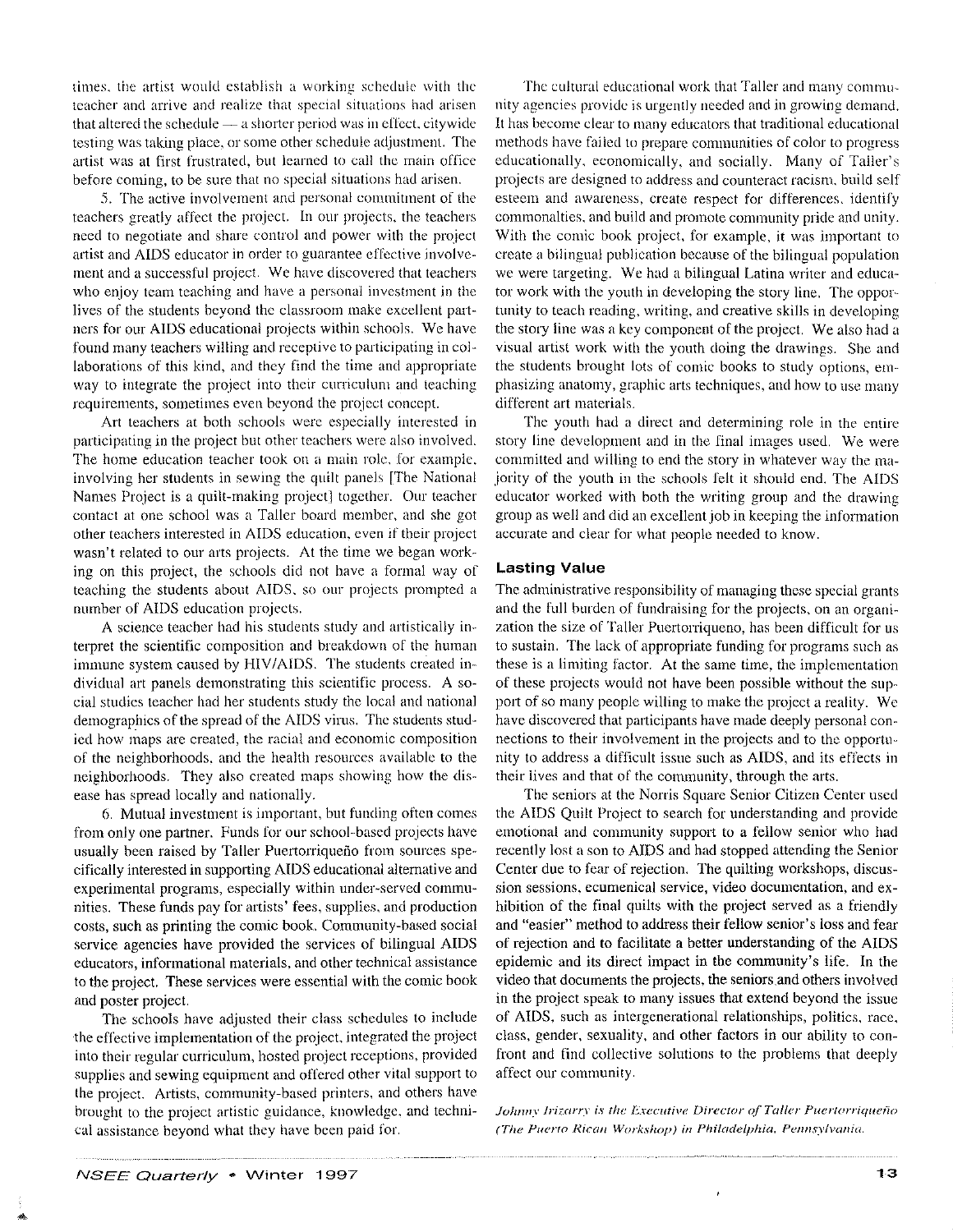times, the artist would establish a working schedule with the teacher and arrive and realize that special situations had arisen that altered the schedule — a shorter period was in effect, citywide testing was taking place, or some other schedule adjustment. The artist was at first frustrated, but learned to call the main office before coming, to be sure that no special situations had arisen.

5. The active involvement and personal commitment of the teachers greatly affect the project. In our projects, the teachers need to negotiate and share control and power with the project artist and AIDS educator in order to guarantee effective involvement and a successful project. We have discovered that teachers who enjoy team teaching and have a personal investment in the lives of the students beyond the classroom make excellent partners for our AIDS educational projects within schools. We have found many teachers willing and receptive to participating in collaborations of this kind, and they find the time and appropriate way to integrate the project into their curriculum and teaching requirements, sometimes even beyond the project concept.

Art teachers at both schools were especially interested in participating in the project but other teachers were also involved. The home education teacher took on a main role, for example, involving her students in sewing the quilt panels [The National Names Project is a quilt-making project] together. Our teacher contact at one school was a Taller board member, and she got other teachers interested in AIDS education, even if their project wasn't related to our arts projects. At the time we began working on this project, the schools did not have a formal way of teaching the students about AIDS, so our projects prompted a number of AIDS education projects.

A science teacher had his students study and artistically interpret the scientific composition and breakdown of the human immune system caused by HIV/AIDS. The students created individual art panels demonstrating this scientific process. A social studies teacher had her students study the local and national demographics of the spread of the AIDS virus. The students studied how maps are created, the racial and economic composition of the neighborhoods, and the health resources available to the neighborhoods. They also created maps showing how the disease has spread locally and nationally.

6. Mutual investment is important, but funding often comes from only one partner. Funds for our school-based projects have usually been raised by Taller Puertorriqueño from sources specifically interested in supporting AIDS educational alternative and experimental programs, especially within under-served communities. These funds pay for artists' fees, supplies, and production costs, such as printing the comic book. Community-based social service agencies have provided the services of bilingual AIDS educators, informational materials, and other technical assistance to the project. These services were essential with the comic book and poster project.

The schools have adjusted their class schedules to include the effective implementation of the project, integrated the project into their regular curriculum, hosted project receptions, provided supplies and sewing equipment and offered other vital support to the project. Artists, community-based printers, and others have brought to the project artistic guidance, knowledge, and technical assistance beyond what they have been paid for.

The cultural educational work that Taller and many community agencies provide is urgently needed and in growing demand. It has become clear to many educators that traditional educational methods have failed to prepare communities of color to progress educationally, economically, and socially. Many of Taller's projects are designed to address and counteract racism, build self esteem and awareness, create respect for differences, identify commonalties, and build and promote community pride and unity. With the comic book project, for example, it was important to create a bilingual publication because of the bilingual population we were targeting. We had a bilingual Latina writer and educator work with the youth in developing the story line. The opportunity to teach reading, writing, and creative skills in developing the story line was a key component of the project. We also had a visual artist work with the youth doing the drawings. She and the students brought lots of comic books to study options, emphasizing anatomy, graphic arts techniques, and how to use many different art materials.

The youth had a direct and determining role in the entire story line development and in the final images used. We were committed and willing to end the story in whatever way the majority of the youth in the schools felt it should end. The AIDS educator worked with both the writing group and the drawing group as well and did an excellent job in keeping the information accurate and clear for what people needed to know.

## Lasting Value

The administrative responsibility of managing these special grants and the full burden of fundraising for the projects, on an organization the size of Taller Puertorriqueno, has been difficult for us to sustain. The lack of appropriate funding for programs such as these is a limiting factor. At the same time, the implementation of these projects would not have been possible without the support of so many people willing to make the project a reality. We have discovered that participants have made deeply personal connections to their involvement in the projects and to the opportunity to address a difficult issue such as AIDS, and its effects in their lives and that of the community, through the arts.

The seniors at the Norris Square Senior Citizen Center used the AIDS Quilt Project to search for understanding and provide emotional and community support to a fellow senior who had recently lost a son to AIDS and had stopped attending the Senior Center due to fear of rejection. The quilting workshops, discussion sessions, ecumenical service, video documentation, and exhibition of the final quilts with the project served as a friendly and "easier" method to address their fellow senior's loss and fear of rejection and to facilitate a better understanding of the AIDS epidemic and its direct impact in the community's life. In the video that documents the projects, the seniors and others involved in the project speak to many issues that extend beyond the issue of AIDS, such as intergenerational relationships, politics, race, class, gender, sexuality, and other factors in our ability to confront and find collective solutions to the problems that deeply affect our community.

*Johnny Irizarry is the Executive Director of Taller Puertorriqueño (The Puerto Rican Workshop) in Philadelphia, Pennsylvania.*